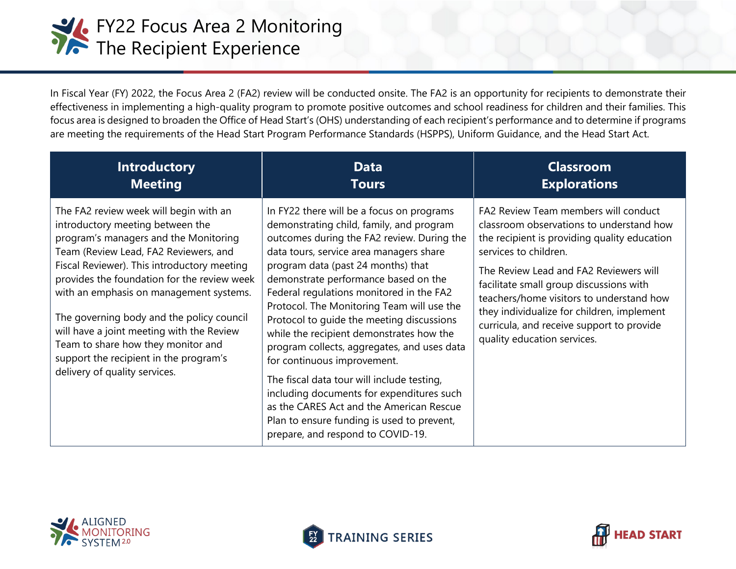# FY22 Focus Area 2 Monitoring The Recipient Experience

In Fiscal Year (FY) 2022, the Focus Area 2 (FA2) review will be conducted onsite. The FA2 is an opportunity for recipients to demonstrate their effectiveness in implementing a high-quality program to promote positive outcomes and school readiness for children and their families. This focus area is designed to broaden the Office of Head Start's (OHS) understanding of each recipient's performance and to determine if programs are meeting the requirements of the Head Start Program Performance Standards (HSPPS), Uniform Guidance, and the Head Start Act.

| Introductory Meeting | Data Tours | Classroom Explorations |
| --- | --- | --- |
| The FA2 review week will begin with an introductory meeting between the program's managers and the Monitoring Team (Review Lead, FA2 Reviewers, and Fiscal Reviewer). This introductory meeting provides the foundation for the review week with an emphasis on management systems.<br><br>The governing body and the policy council will have a joint meeting with the Review Team to share how they monitor and support the recipient in the program's delivery of quality services. | In FY22 there will be a focus on programs demonstrating child, family, and program outcomes during the FA2 review. During the data tours, service area managers share program data (past 24 months) that demonstrate performance based on the Federal regulations monitored in the FA2 Protocol. The Monitoring Team will use the Protocol to guide the meeting discussions while the recipient demonstrates how the program collects, aggregates, and uses data for continuous improvement.<br><br>The fiscal data tour will include testing, including documents for expenditures such as the CARES Act and the American Rescue Plan to ensure funding is used to prevent, prepare, and respond to COVID-19. | FA2 Review Team members will conduct classroom observations to understand how the recipient is providing quality education services to children.<br><br>The Review Lead and FA2 Reviewers will facilitate small group discussions with teachers/home visitors to understand how they individualize for children, implement curricula, and receive support to provide quality education services. |

ALIGNED MONITORING SYSTEM 2.0

FY22 TRAINING SERIES

HEAD START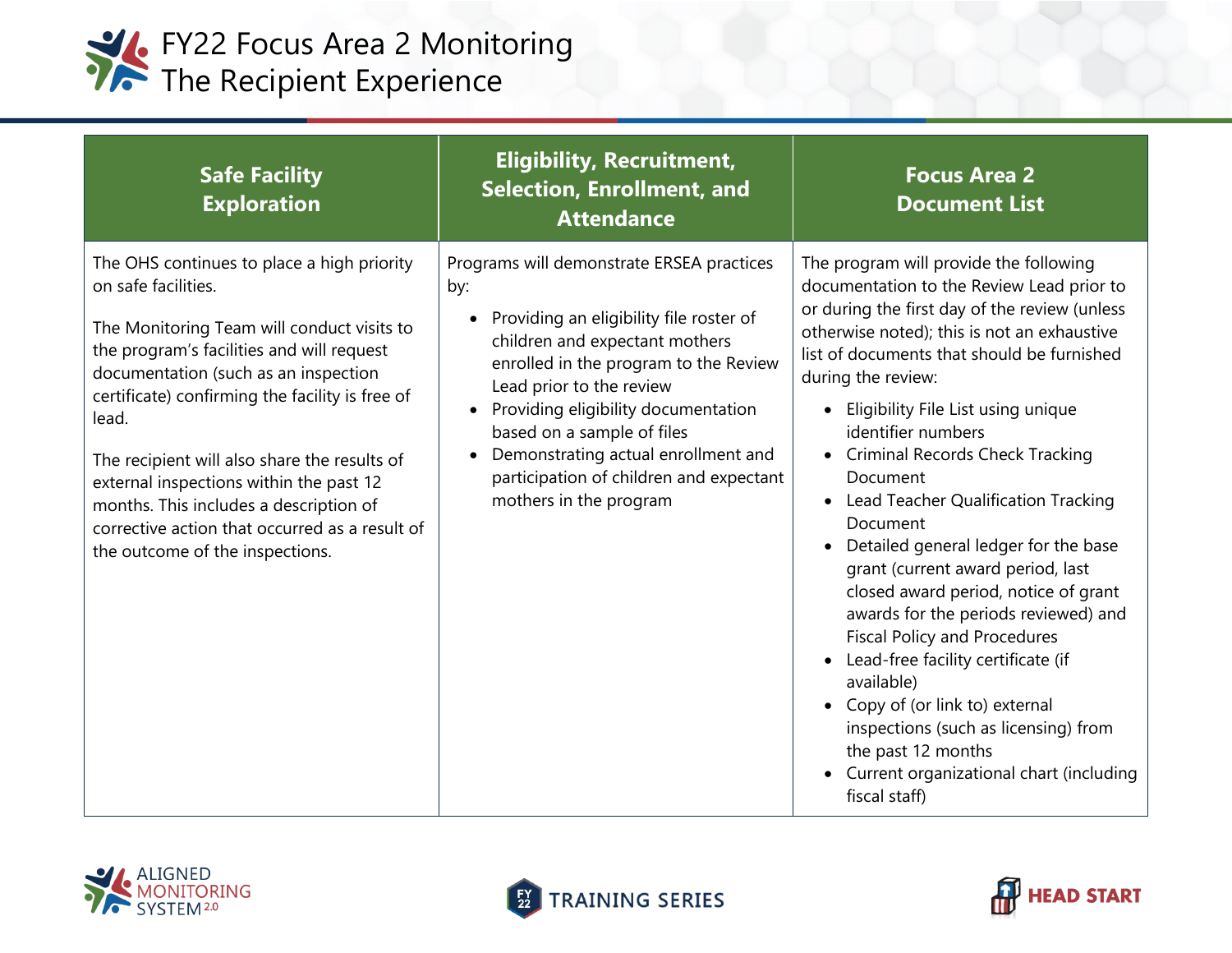# FY22 Focus Area 2 Monitoring
# The Recipient Experience

| Safe Facility Exploration | Eligibility, Recruitment, Selection, Enrollment, and Attendance | Focus Area 2 Document List |
|---|---|---|
| The OHS continues to place a high priority on safe facilities.<br><br>The Monitoring Team will conduct visits to the program's facilities and will request documentation (such as an inspection certificate) confirming the facility is free of lead.<br><br>The recipient will also share the results of external inspections within the past 12 months. This includes a description of corrective action that occurred as a result of the outcome of the inspections. | Programs will demonstrate ERSEA practices by:<br><br>• Providing an eligibility file roster of children and expectant mothers enrolled in the program to the Review Lead prior to the review<br>• Providing eligibility documentation based on a sample of files<br>• Demonstrating actual enrollment and participation of children and expectant mothers in the program | The program will provide the following documentation to the Review Lead prior to or during the first day of the review (unless otherwise noted); this is not an exhaustive list of documents that should be furnished during the review:<br><br>• Eligibility File List using unique identifier numbers<br>• Criminal Records Check Tracking Document<br>• Lead Teacher Qualification Tracking Document<br>• Detailed general ledger for the base grant (current award period, last closed award period, notice of grant awards for the periods reviewed) and Fiscal Policy and Procedures<br>• Lead-free facility certificate (if available)<br>• Copy of (or link to) external inspections (such as licensing) from the past 12 months<br>• Current organizational chart (including fiscal staff) |

ALIGNED MONITORING SYSTEM 2.0

FY22 TRAINING SERIES

HEAD START